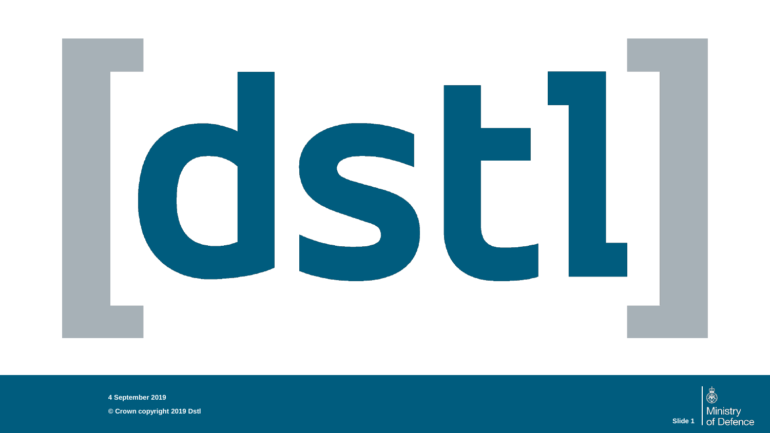# [dstl]

4 September 2019

© Crown copyright 2019 Dstl

Ministry of Defence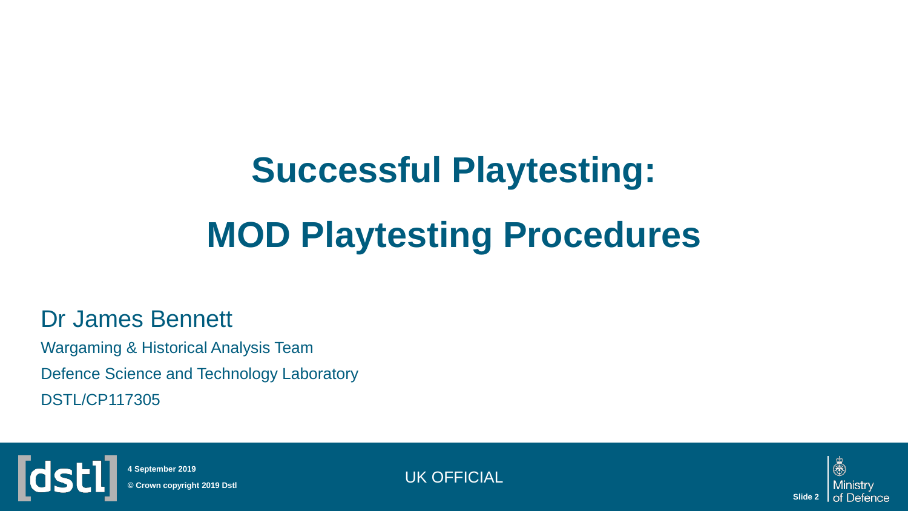# Successful Playtesting:

# MOD Playtesting Procedures

Dr James Bennett

Wargaming & Historical Analysis Team

Defence Science and Technology Laboratory

DSTL/CP117305

4 September 2019

© Crown copyright 2019 Dstl

UK OFFICIAL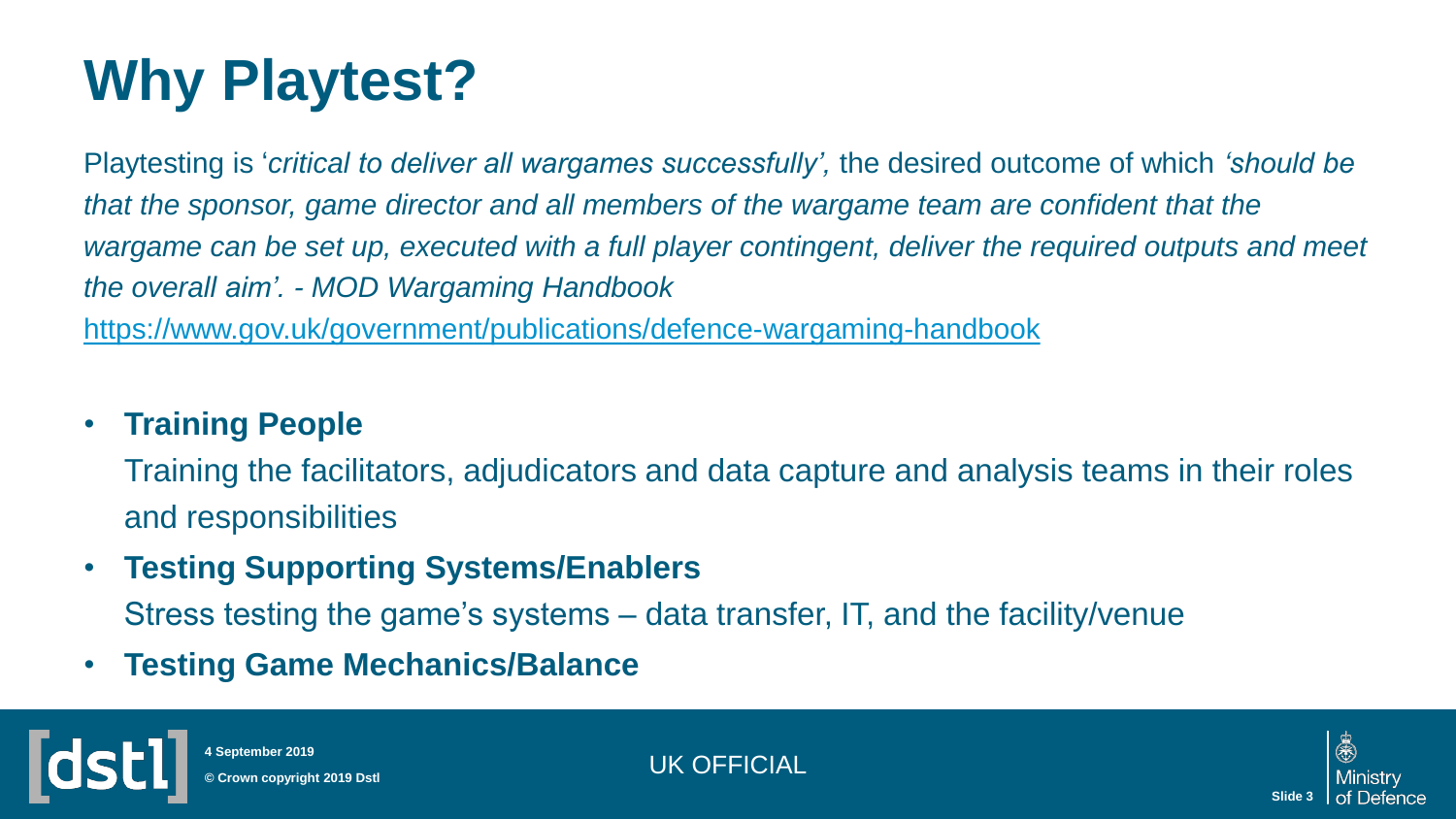# Why Playtest?

Playtesting is '*critical to deliver all wargames successfully',* the desired outcome of which *'should be that the sponsor, game director and all members of the wargame team are confident that the wargame can be set up, executed with a full player contingent, deliver the required outputs and meet the overall aim'. - MOD Wargaming Handbook*

https://www.gov.uk/government/publications/defence-wargaming-handbook

- **Training People**

  Training the facilitators, adjudicators and data capture and analysis teams in their roles and responsibilities

- **Testing Supporting Systems/Enablers**

  Stress testing the game's systems – data transfer, IT, and the facility/venue

- **Testing Game Mechanics/Balance**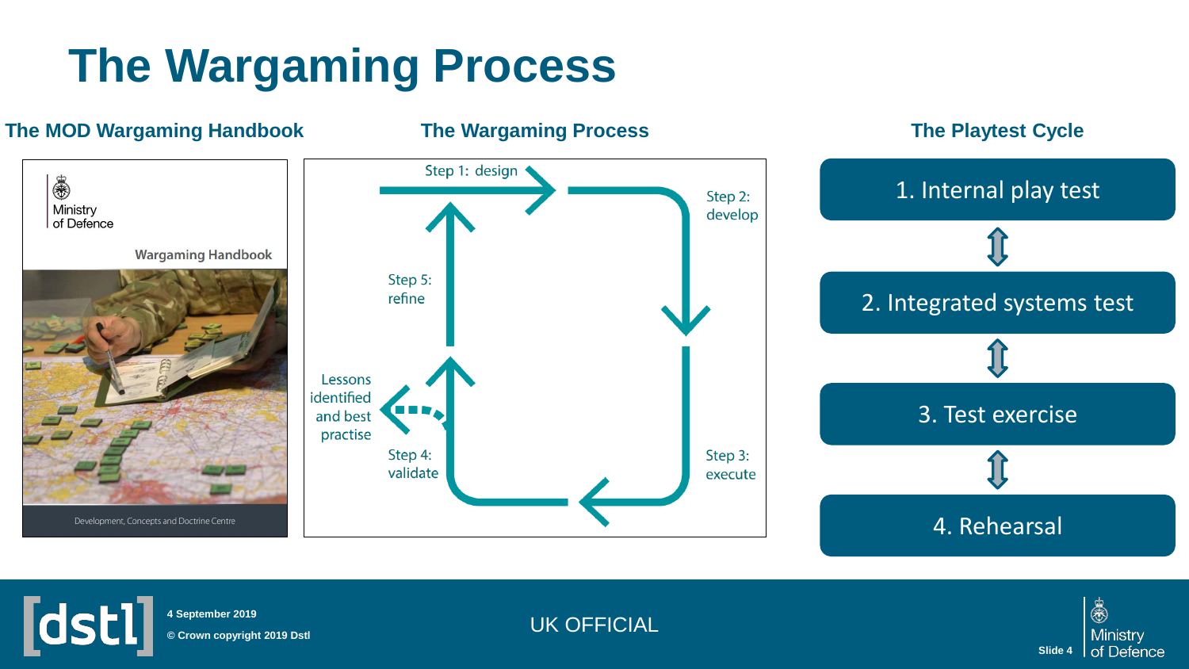# The Wargaming Process

## The MOD Wargaming Handbook

Ministry of Defence

Wargaming Handbook

Development, Concepts and Doctrine Centre

## The Wargaming Process

Step 1: design

Step 2: develop

Step 3: execute

Step 4: validate

Step 5: refine

Lessons identified and best practise

## The Playtest Cycle

1. Internal play test
2. Integrated systems test
3. Test exercise
4. Rehearsal

4 September 2019

© Crown copyright 2019 Dstl

UK OFFICIAL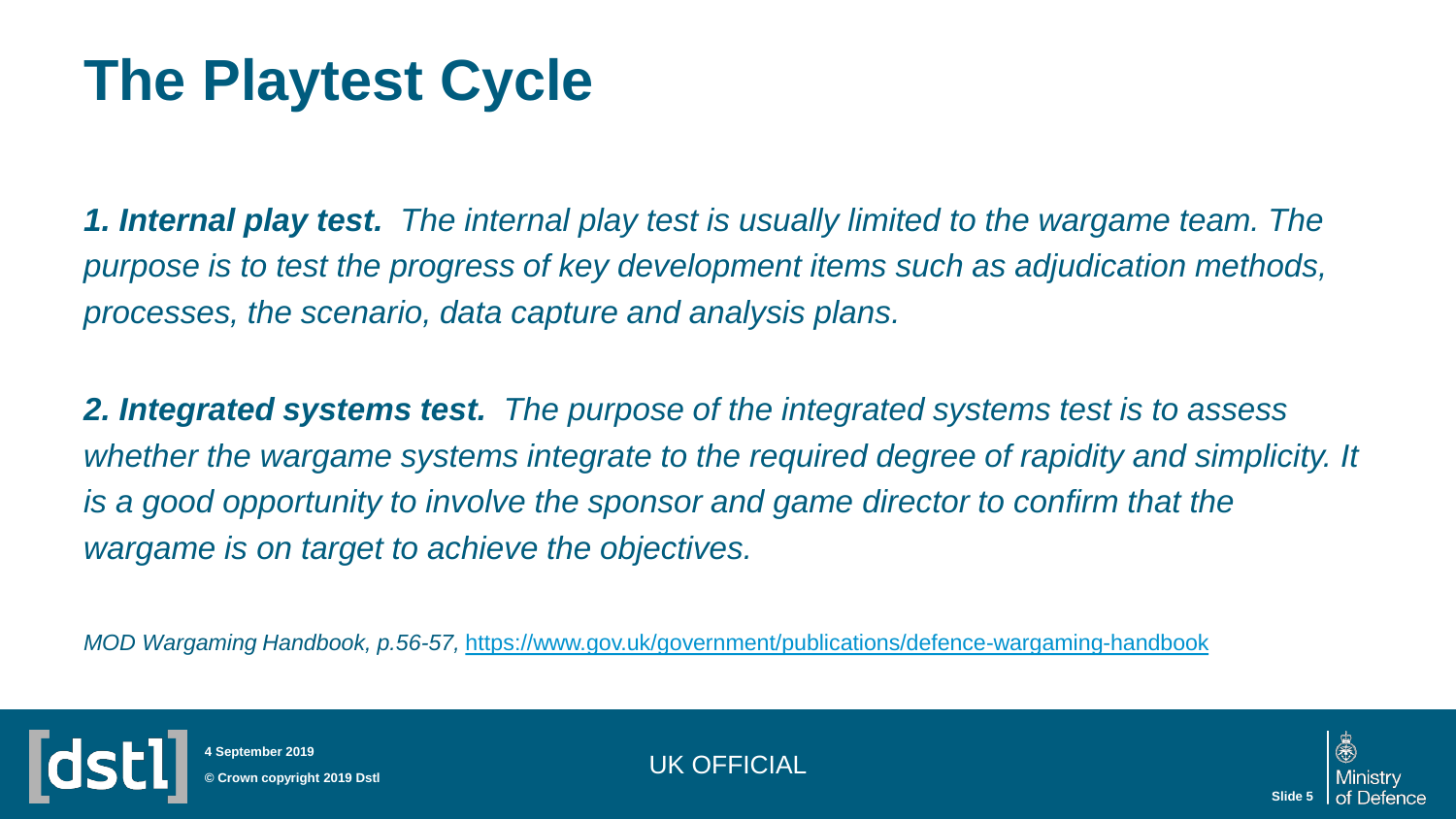# The Playtest Cycle

***1. Internal play test.*** *The internal play test is usually limited to the wargame team. The purpose is to test the progress of key development items such as adjudication methods, processes, the scenario, data capture and analysis plans.*

***2. Integrated systems test.*** *The purpose of the integrated systems test is to assess whether the wargame systems integrate to the required degree of rapidity and simplicity. It is a good opportunity to involve the sponsor and game director to confirm that the wargame is on target to achieve the objectives.*

*MOD Wargaming Handbook, p.56-57,* https://www.gov.uk/government/publications/defence-wargaming-handbook

4 September 2019

© Crown copyright 2019 Dstl

UK OFFICIAL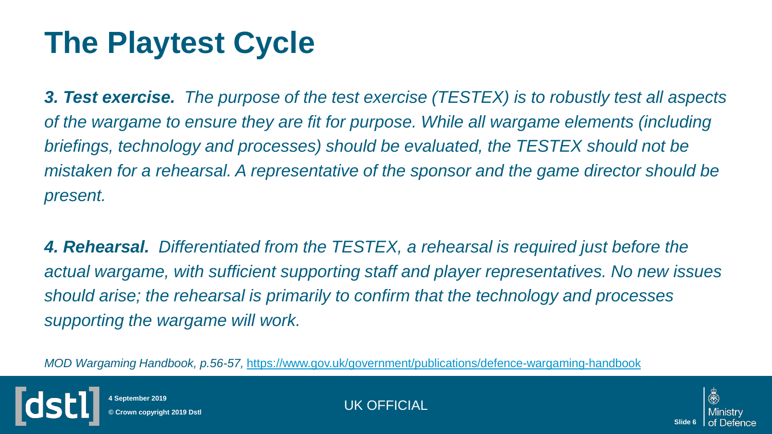# The Playtest Cycle

***3. Test exercise.*** *The purpose of the test exercise (TESTEX) is to robustly test all aspects of the wargame to ensure they are fit for purpose. While all wargame elements (including briefings, technology and processes) should be evaluated, the TESTEX should not be mistaken for a rehearsal. A representative of the sponsor and the game director should be present.*

***4. Rehearsal.*** *Differentiated from the TESTEX, a rehearsal is required just before the actual wargame, with sufficient supporting staff and player representatives. No new issues should arise; the rehearsal is primarily to confirm that the technology and processes supporting the wargame will work.*

*MOD Wargaming Handbook, p.56-57,* https://www.gov.uk/government/publications/defence-wargaming-handbook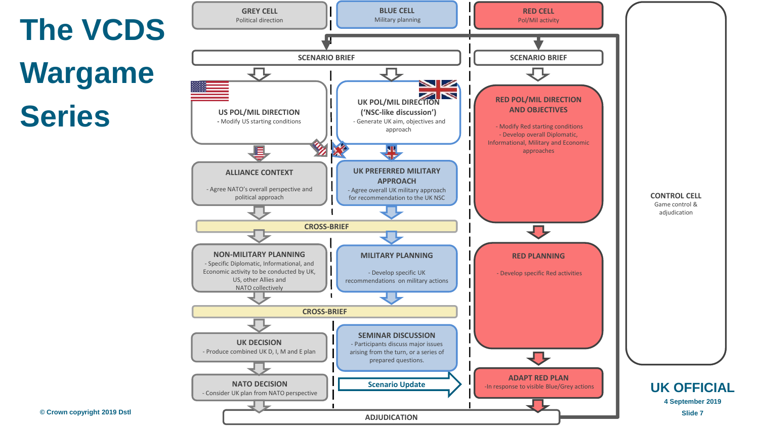# The VCDS Wargame Series

**GREY CELL**
Political direction

**BLUE CELL**
Military planning

**RED CELL**
Pol/Mil activity

**CONTROL CELL**
Game control & adjudication

**SCENARIO BRIEF**

**US POL/MIL DIRECTION**
- Modify US starting conditions

**UK POL/MIL DIRECTION ('NSC-like discussion')**
- Generate UK aim, objectives and approach

**ALLIANCE CONTEXT**
- Agree NATO's overall perspective and political approach

**UK PREFERRED MILITARY APPROACH**
- Agree overall UK military approach for recommendation to the UK NSC

**CROSS-BRIEF**

**NON-MILITARY PLANNING**
- Specific Diplomatic, Informational, and Economic activity to be conducted by UK, US, other Allies and NATO collectively

**MILITARY PLANNING**
- Develop specific UK recommendations on military actions

**CROSS-BRIEF**

**UK DECISION**
- Produce combined UK D, I, M and E plan

**SEMINAR DISCUSSION**
- Participants discuss major issues arising from the turn, or a series of prepared questions.

**NATO DECISION**
- Consider UK plan from NATO perspective

**Scenario Update**

**SCENARIO BRIEF**

**RED POL/MIL DIRECTION AND OBJECTIVES**
- Modify Red starting conditions
- Develop overall Diplomatic, Informational, Military and Economic approaches

**RED PLANNING**
- Develop specific Red activities

**ADAPT RED PLAN**
-In response to visible Blue/Grey actions

**ADJUDICATION**

© Crown copyright 2019 Dstl

**UK OFFICIAL**

4 September 2019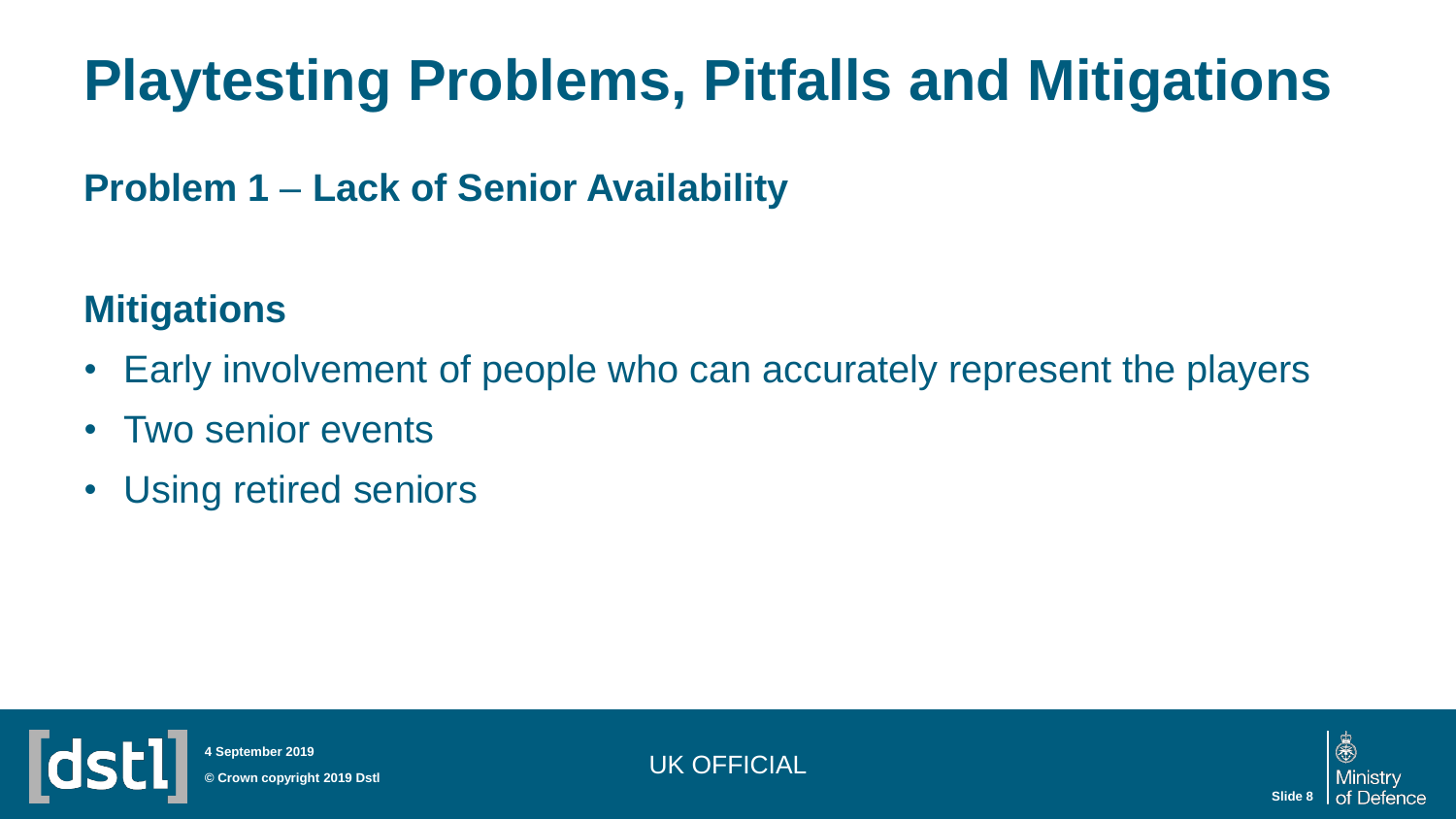# Playtesting Problems, Pitfalls and Mitigations

## Problem 1 – Lack of Senior Availability

## Mitigations

- Early involvement of people who can accurately represent the players
- Two senior events
- Using retired seniors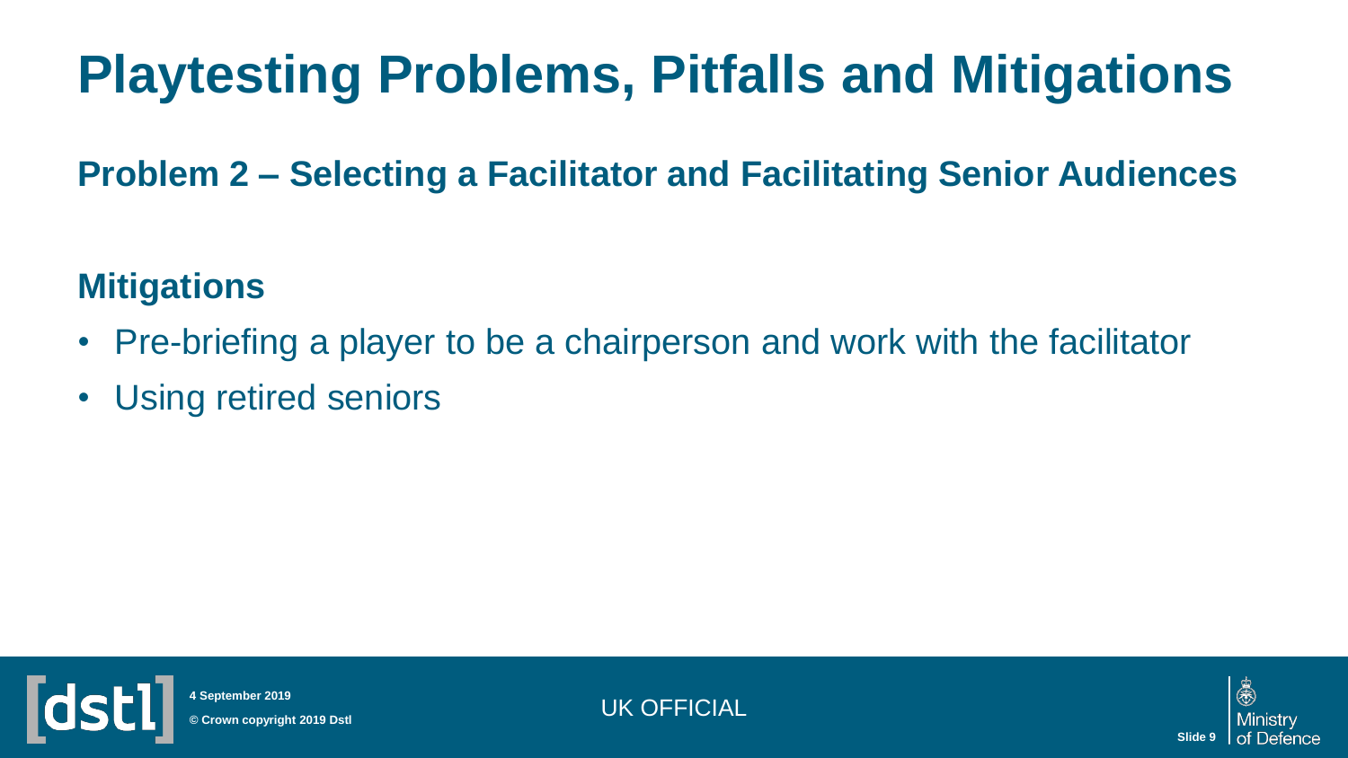# Playtesting Problems, Pitfalls and Mitigations

## Problem 2 – Selecting a Facilitator and Facilitating Senior Audiences

### Mitigations

- Pre-briefing a player to be a chairperson and work with the facilitator
- Using retired seniors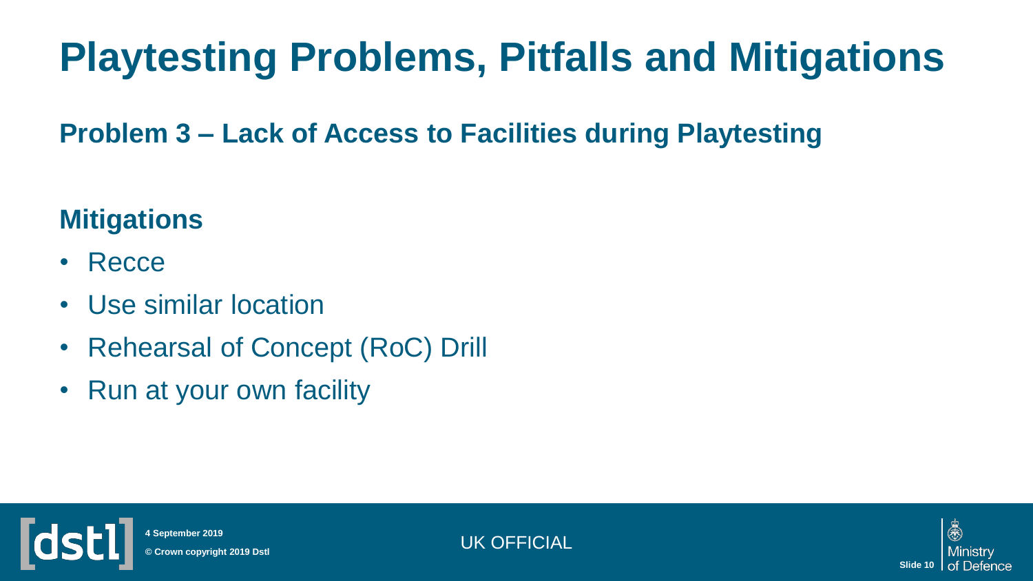# Playtesting Problems, Pitfalls and Mitigations

## Problem 3 – Lack of Access to Facilities during Playtesting

### Mitigations

- Recce
- Use similar location
- Rehearsal of Concept (RoC) Drill
- Run at your own facility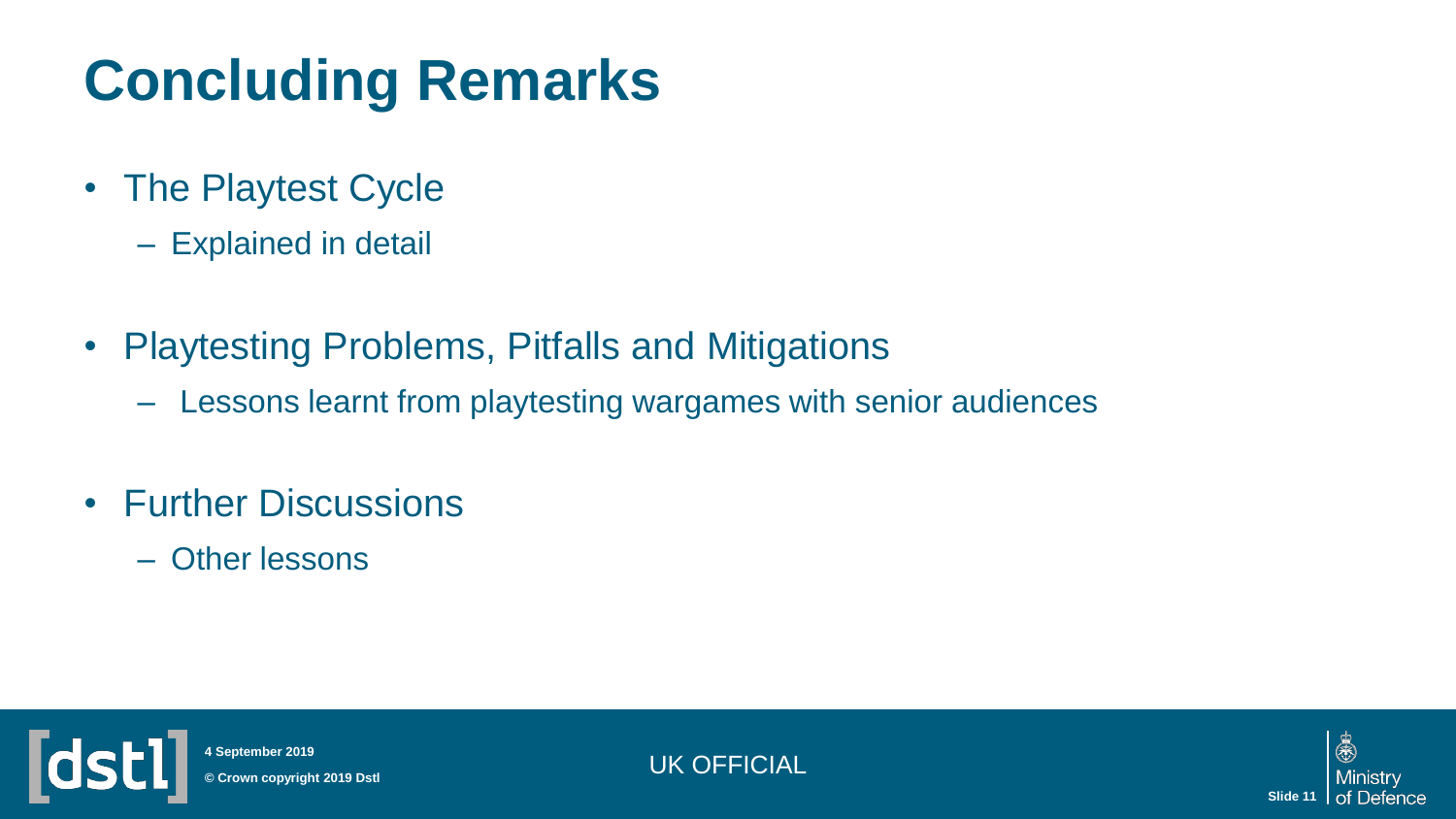# Concluding Remarks

- The Playtest Cycle
  - Explained in detail
- Playtesting Problems, Pitfalls and Mitigations
  - Lessons learnt from playtesting wargames with senior audiences
- Further Discussions
  - Other lessons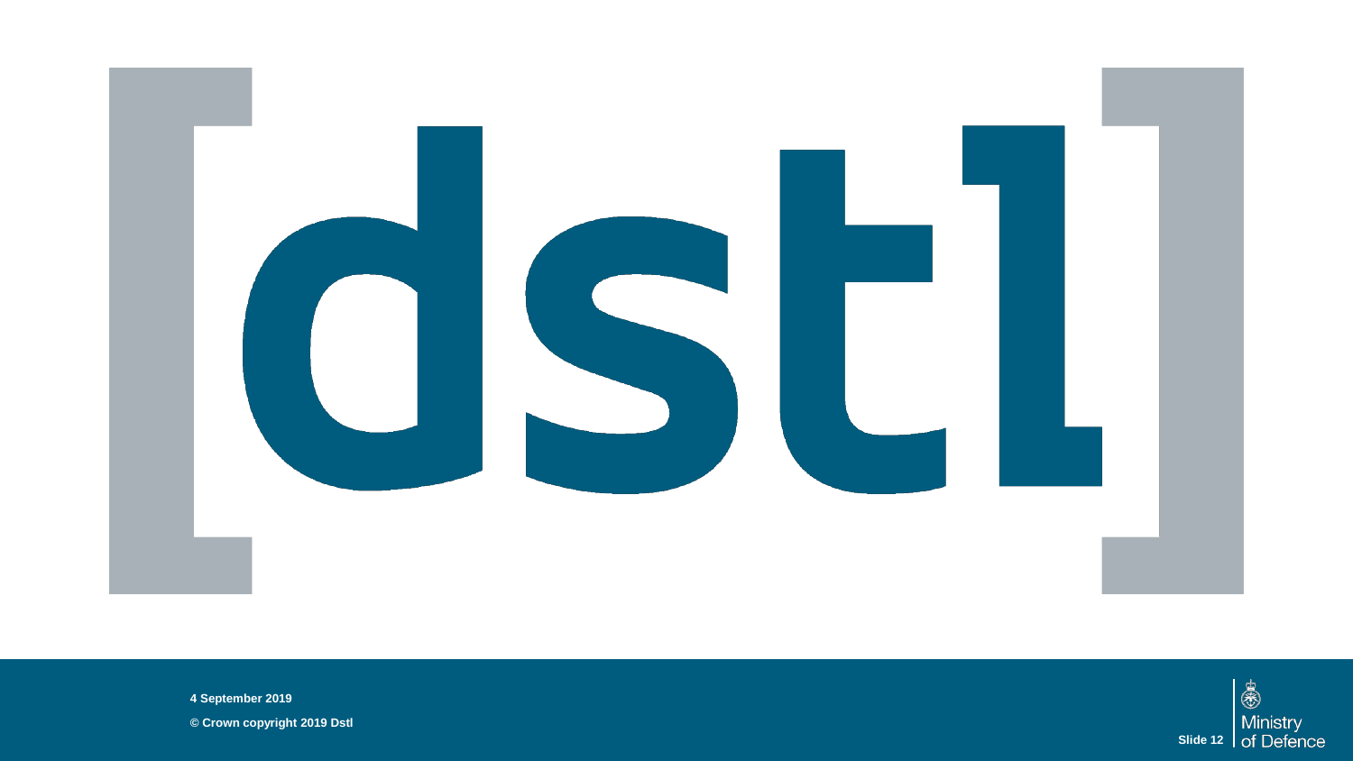[dstl]

4 September 2019

© Crown copyright 2019 Dstl

Ministry of Defence